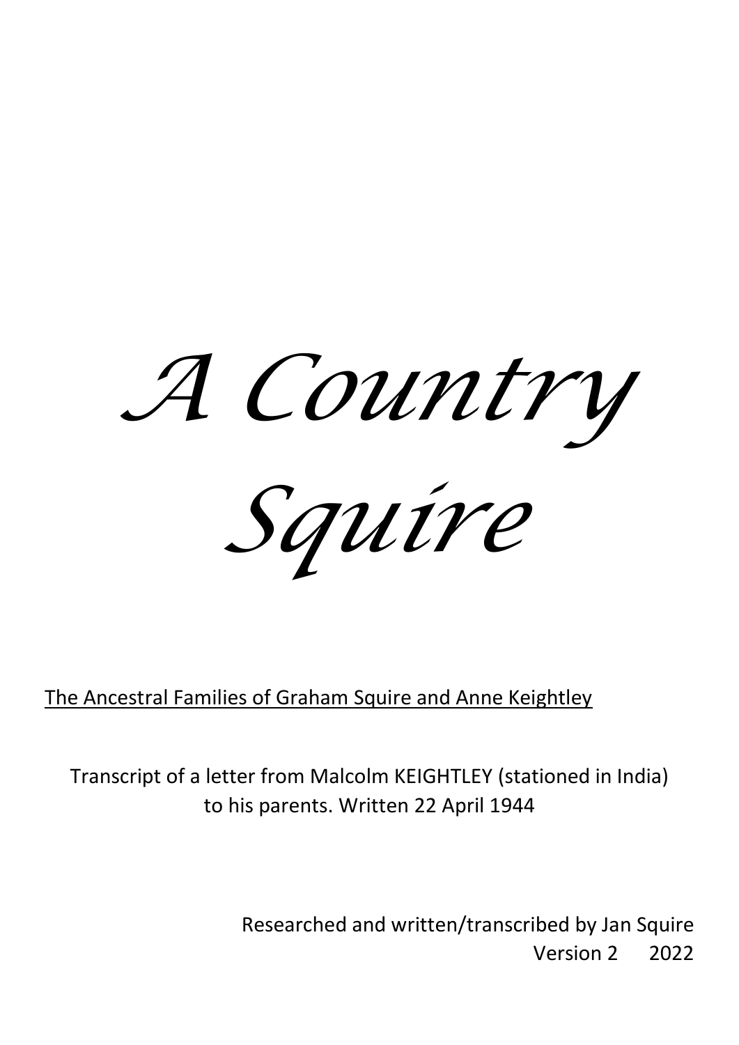# *A Country Squire*

<u>The Ancestral Families of Graham Squire and Anne Keightley</u>

Transcript of a letter from Malcolm KEIGHTLEY (stationed in India) to his parents. Written 22 April 1944

Researched and written/transcribed by Jan Squire
Version 2 2022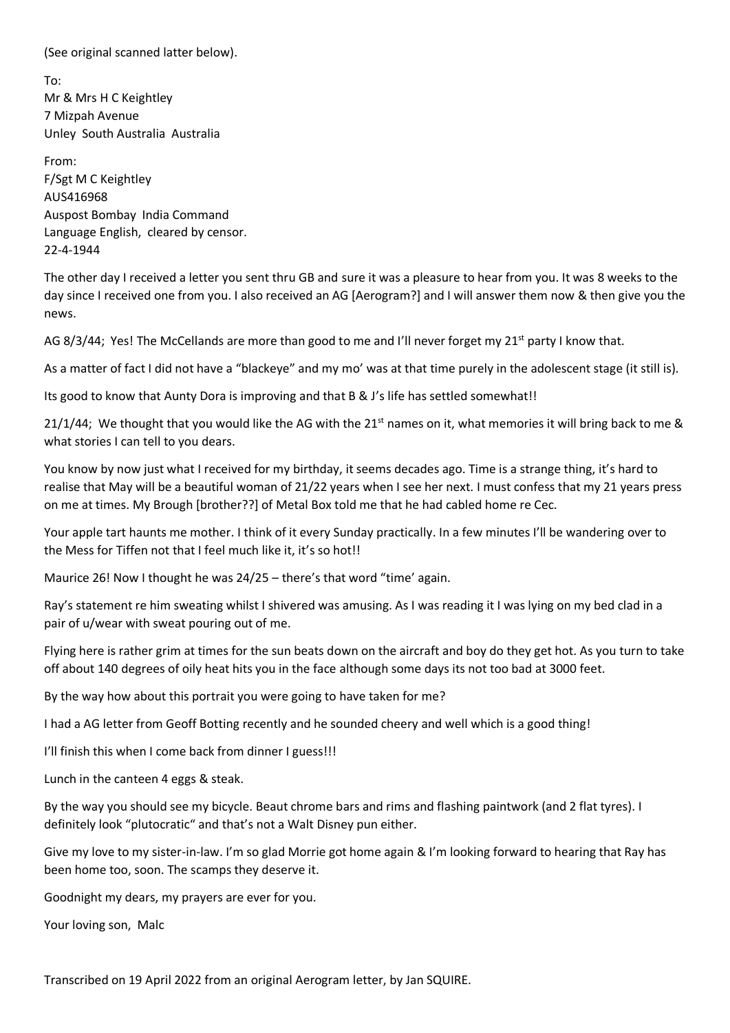(See original scanned latter below).

To:
Mr & Mrs H C Keightley
7 Mizpah Avenue
Unley South Australia Australia

From:
F/Sgt M C Keightley
AUS416968
Auspost Bombay India Command
Language English, cleared by censor.
22-4-1944

The other day I received a letter you sent thru GB and sure it was a pleasure to hear from you. It was 8 weeks to the day since I received one from you. I also received an AG [Aerogram?] and I will answer them now & then give you the news.

AG 8/3/44; Yes! The McCellands are more than good to me and I'll never forget my 21st party I know that.

As a matter of fact I did not have a "blackeye" and my mo' was at that time purely in the adolescent stage (it still is).

Its good to know that Aunty Dora is improving and that B & J's life has settled somewhat!!

21/1/44; We thought that you would like the AG with the 21st names on it, what memories it will bring back to me & what stories I can tell to you dears.

You know by now just what I received for my birthday, it seems decades ago. Time is a strange thing, it's hard to realise that May will be a beautiful woman of 21/22 years when I see her next. I must confess that my 21 years press on me at times. My Brough [brother??] of Metal Box told me that he had cabled home re Cec.

Your apple tart haunts me mother. I think of it every Sunday practically. In a few minutes I'll be wandering over to the Mess for Tiffen not that I feel much like it, it's so hot!!

Maurice 26! Now I thought he was 24/25 – there's that word "time' again.

Ray's statement re him sweating whilst I shivered was amusing. As I was reading it I was lying on my bed clad in a pair of u/wear with sweat pouring out of me.

Flying here is rather grim at times for the sun beats down on the aircraft and boy do they get hot. As you turn to take off about 140 degrees of oily heat hits you in the face although some days its not too bad at 3000 feet.

By the way how about this portrait you were going to have taken for me?

I had a AG letter from Geoff Botting recently and he sounded cheery and well which is a good thing!

I'll finish this when I come back from dinner I guess!!!

Lunch in the canteen 4 eggs & steak.

By the way you should see my bicycle. Beaut chrome bars and rims and flashing paintwork (and 2 flat tyres). I definitely look "plutocratic" and that's not a Walt Disney pun either.

Give my love to my sister-in-law. I'm so glad Morrie got home again & I'm looking forward to hearing that Ray has been home too, soon. The scamps they deserve it.

Goodnight my dears, my prayers are ever for you.

Your loving son, Malc

Transcribed on 19 April 2022 from an original Aerogram letter, by Jan SQUIRE.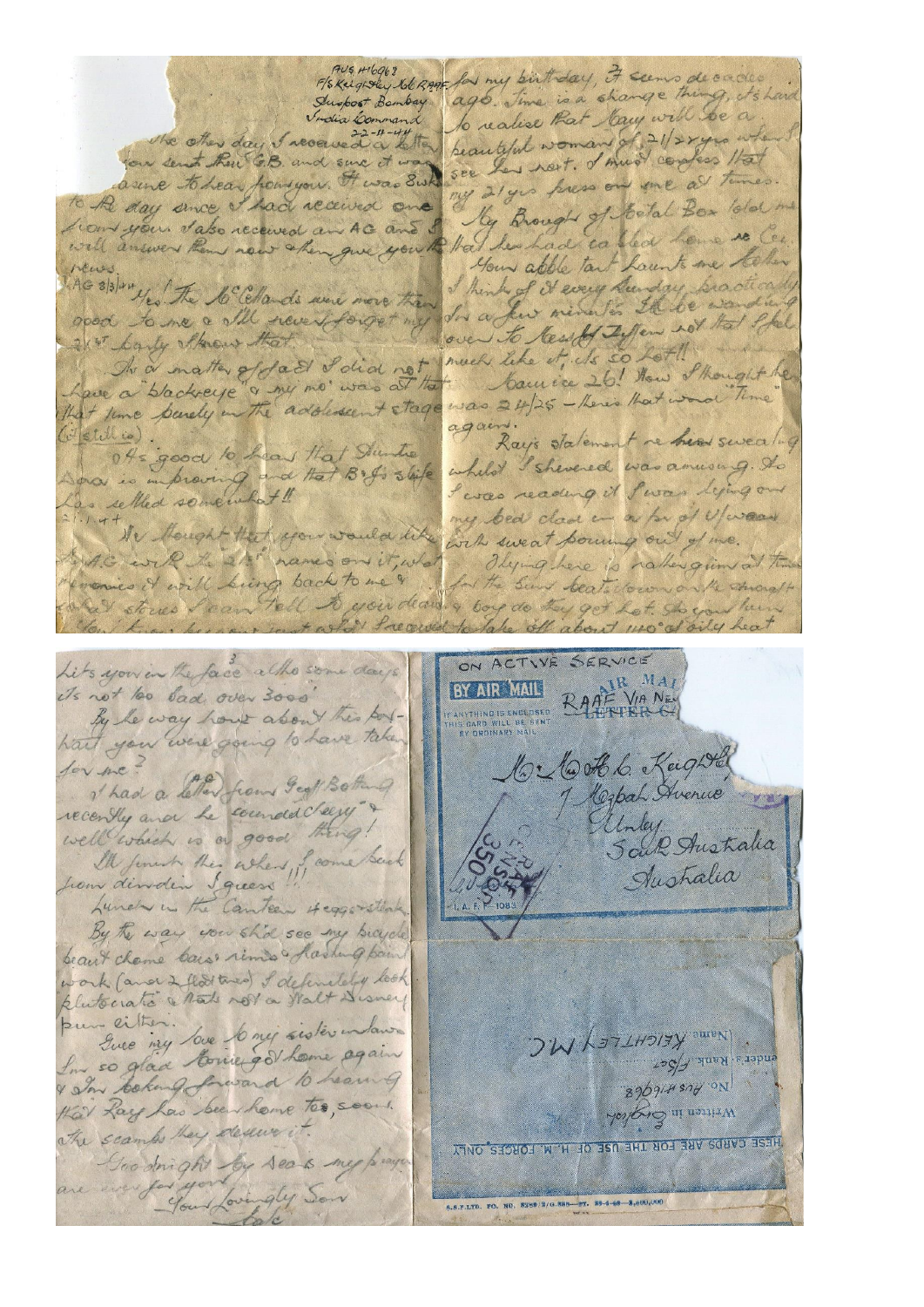AUS 416968
F/S Keightley M.C. RAAF
Airpost Bombay
India Command
22-11-44

The other day I received a letter you sent thro' G.B. and sure it was welcome to hear from you. It was 8 weeks to the day since I had received one from you. I also received an AC and I will answer them now and then give you the news.

AC 8/3/44 Yes! The McClelands were more than good to me & I'll never forget my 21st party & knew that.

As a matter of fact I did not have a "black eye" & my mo' was at that time purely in the adolescent stage (& still is).

21.1.44 It's good to hear that Auntie Dora is improving and that B.J.'s strife has settled somewhat!!

We thought that you would like AC with the 21st names on it, what memories it will bring back to me & what stories I can tell to you dear boy do they got hot. As you know, mum I received to take

for my birthday. It seems decades ago. Time is a strange thing, it's hard to realise that Mary will be a beautiful woman of 21½ yrs when I see her next. I must confess that my 21 yrs press on me at times.

My Brought of Metal Box told me that he had called home re Cec.

Your able tart haunts me Mother I think of it every Sunday practically for a few minutes. I'll be wandering over to Mess & Tiffin not that I feel much like it, it's so hot!!

Maurice 26! How I thought he was 24/25 – there's that word "Time" again.

Ray's statement re him sweating whilst I shivered was amusing. As I was reading it I was lying over my bed clad in a pr of U/wear with sweat pouring out of me.

Flying here is rather grim at times for the sun beats down on the aircraft about 140° & oily heat hits you in the face altho some days it's not too bad over 3000'

By the way how about this portrait you were going to have taken for me?

I had a letter from Geoff Botting (AB) recently and he sounded happy & well which is a good thing!

I'll finish this when I come back from dinner I guess!!!

Lunch in the Canteen 4 eggs & steak.

By the way you should see my bicycle beaut chrome bars, rims & flashing paint work (and 2 flat tires) I definitely look plutocratic & that's not a Walt Disney pun either.

Give my love to my sister-in-law I'm so glad Maurice got home again & I'm looking forward to hearing that Ray has been home too, soon, the scamps they deserve it.

Goodnight My dears my prayers are ever for you

Your Lovingly Son

Mac

ON ACTIVE SERVICE

BY AIR MAIL

IF ANYTHING IS ENCLOSED THIS CARD WILL BE SENT BY ORDINARY MAIL

RAAF VIA NEW AIR MAIL LETTER CARD

Mr & Mrs H.C. Keightley
7 Mizpah Avenue
Unley
South Australia
Australia

I.A.F. – 1083

Written in English

No. AUS 416968

Sender's Rank F/Sgt

Name KEIGHTLEY MC

THESE CARDS ARE FOR THE USE OF H.M. FORCES ONLY